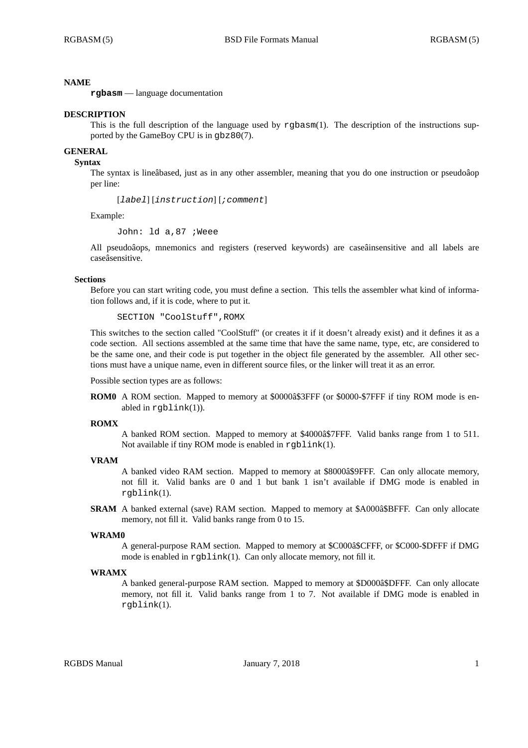# NAME

**rgbasm** — language documentation

# DESCRIPTION

This is the full description of the language used by rgbasm(1). The description of the instructions supported by the GameBoy CPU is in gbz80(7).

# GENERAL

## Syntax

The syntax is lineâbased, just as in any other assembler, meaning that you do one instruction or pseudoâop per line:

```
[label] [instruction] [;comment]
```

Example:

```
John: ld a,87 ;Weee
```

All pseudoâops, mnemonics and registers (reserved keywords) are caseâinsensitive and all labels are caseâsensitive.

## Sections

Before you can start writing code, you must define a section. This tells the assembler what kind of information follows and, if it is code, where to put it.

```
SECTION "CoolStuff",ROMX
```

This switches to the section called "CoolStuff" (or creates it if it doesn't already exist) and it defines it as a code section. All sections assembled at the same time that have the same name, type, etc, are considered to be the same one, and their code is put together in the object file generated by the assembler. All other sections must have a unique name, even in different source files, or the linker will treat it as an error.

Possible section types are as follows:

**ROM0** A ROM section. Mapped to memory at $0000â$3FFF (or $0000-$7FFF if tiny ROM mode is enabled in rgblink(1)).

**ROMX**
A banked ROM section. Mapped to memory at $4000â$7FFF. Valid banks range from 1 to 511. Not available if tiny ROM mode is enabled in rgblink(1).

**VRAM**
A banked video RAM section. Mapped to memory at $8000â$9FFF. Can only allocate memory, not fill it. Valid banks are 0 and 1 but bank 1 isn't available if DMG mode is enabled in rgblink(1).

**SRAM** A banked external (save) RAM section. Mapped to memory at $A000â$BFFF. Can only allocate memory, not fill it. Valid banks range from 0 to 15.

**WRAM0**
A general-purpose RAM section. Mapped to memory at $C000â$CFFF, or $C000-$DFFF if DMG mode is enabled in rgblink(1). Can only allocate memory, not fill it.

**WRAMX**
A banked general-purpose RAM section. Mapped to memory at $D000â$DFFF. Can only allocate memory, not fill it. Valid banks range from 1 to 7. Not available if DMG mode is enabled in rgblink(1).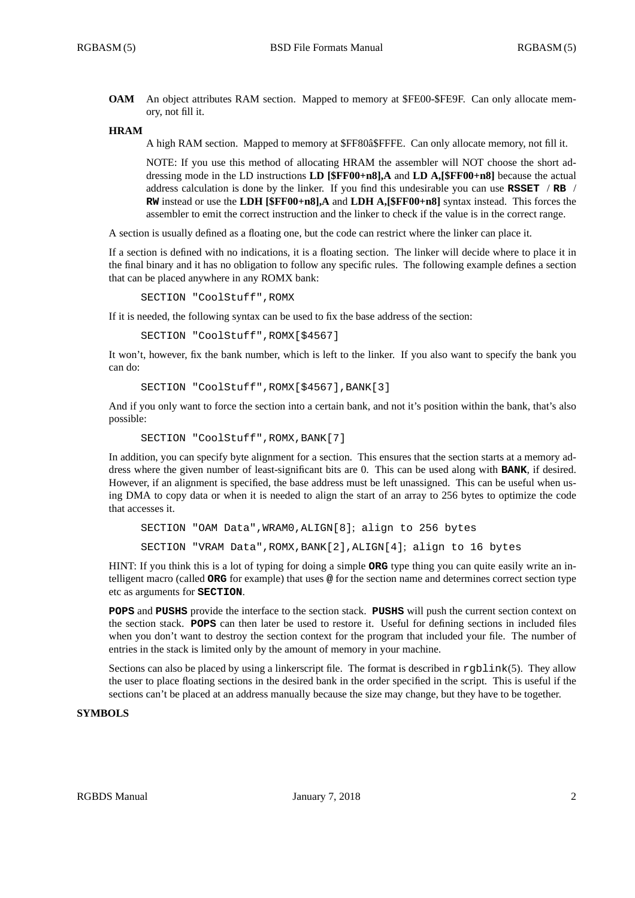**OAM** An object attributes RAM section. Mapped to memory at $FE00-$FE9F. Can only allocate memory, not fill it.

**HRAM**
A high RAM section. Mapped to memory at $FF80â$FFFE. Can only allocate memory, not fill it.

NOTE: If you use this method of allocating HRAM the assembler will NOT choose the short addressing mode in the LD instructions **LD [$FF00+n8],A** and **LD A,[$FF00+n8]** because the actual address calculation is done by the linker. If you find this undesirable you can use **RSSET** / **RB** / **RW** instead or use the **LDH [$FF00+n8],A** and **LDH A,[$FF00+n8]** syntax instead. This forces the assembler to emit the correct instruction and the linker to check if the value is in the correct range.

A section is usually defined as a floating one, but the code can restrict where the linker can place it.

If a section is defined with no indications, it is a floating section. The linker will decide where to place it in the final binary and it has no obligation to follow any specific rules. The following example defines a section that can be placed anywhere in any ROMX bank:

```
SECTION "CoolStuff",ROMX
```

If it is needed, the following syntax can be used to fix the base address of the section:

```
SECTION "CoolStuff",ROMX[$4567]
```

It won't, however, fix the bank number, which is left to the linker. If you also want to specify the bank you can do:

```
SECTION "CoolStuff",ROMX[$4567],BANK[3]
```

And if you only want to force the section into a certain bank, and not it's position within the bank, that's also possible:

```
SECTION "CoolStuff",ROMX,BANK[7]
```

In addition, you can specify byte alignment for a section. This ensures that the section starts at a memory address where the given number of least-significant bits are 0. This can be used along with **BANK**, if desired. However, if an alignment is specified, the base address must be left unassigned. This can be useful when using DMA to copy data or when it is needed to align the start of an array to 256 bytes to optimize the code that accesses it.

```
SECTION "OAM Data",WRAM0,ALIGN[8]; align to 256 bytes
SECTION "VRAM Data",ROMX,BANK[2],ALIGN[4]; align to 16 bytes
```

HINT: If you think this is a lot of typing for doing a simple **ORG** type thing you can quite easily write an intelligent macro (called **ORG** for example) that uses **@** for the section name and determines correct section type etc as arguments for **SECTION**.

**POPS** and **PUSHS** provide the interface to the section stack. **PUSHS** will push the current section context on the section stack. **POPS** can then later be used to restore it. Useful for defining sections in included files when you don't want to destroy the section context for the program that included your file. The number of entries in the stack is limited only by the amount of memory in your machine.

Sections can also be placed by using a linkerscript file. The format is described in rgblink(5). They allow the user to place floating sections in the desired bank in the order specified in the script. This is useful if the sections can't be placed at an address manually because the size may change, but they have to be together.

## SYMBOLS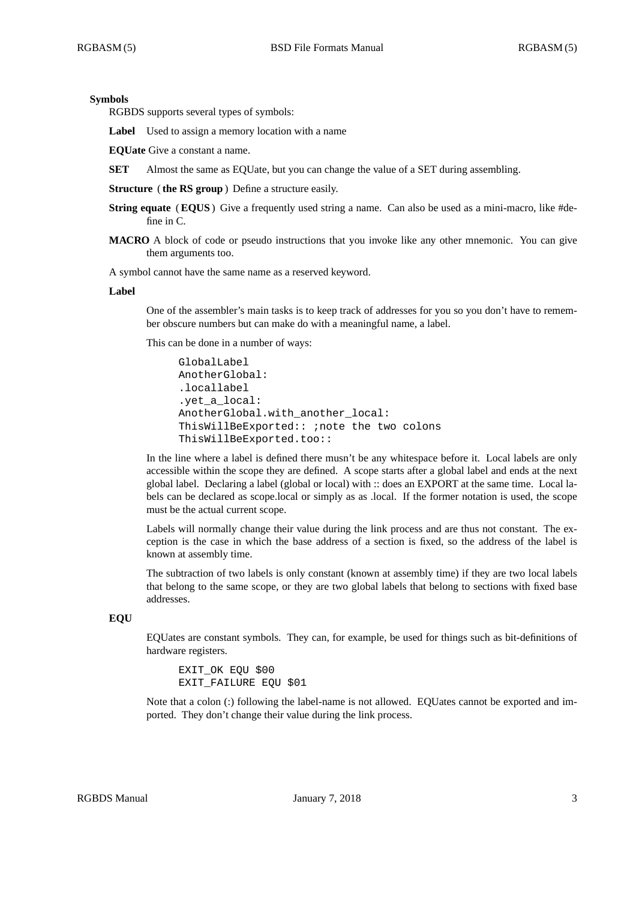## Symbols

RGBDS supports several types of symbols:

**Label** Used to assign a memory location with a name

**EQUate** Give a constant a name.

**SET** Almost the same as EQUate, but you can change the value of a SET during assembling.

**Structure** ( **the RS group** ) Define a structure easily.

**String equate** ( **EQUS** ) Give a frequently used string a name. Can also be used as a mini-macro, like #define in C.

**MACRO** A block of code or pseudo instructions that you invoke like any other mnemonic. You can give them arguments too.

A symbol cannot have the same name as a reserved keyword.

### Label

One of the assembler's main tasks is to keep track of addresses for you so you don't have to remember obscure numbers but can make do with a meaningful name, a label.

This can be done in a number of ways:

```
GlobalLabel
AnotherGlobal:
.locallabel
.yet_a_local:
AnotherGlobal.with_another_local:
ThisWillBeExported:: ;note the two colons
ThisWillBeExported.too::
```

In the line where a label is defined there musn't be any whitespace before it. Local labels are only accessible within the scope they are defined. A scope starts after a global label and ends at the next global label. Declaring a label (global or local) with :: does an EXPORT at the same time. Local labels can be declared as scope.local or simply as as .local. If the former notation is used, the scope must be the actual current scope.

Labels will normally change their value during the link process and are thus not constant. The exception is the case in which the base address of a section is fixed, so the address of the label is known at assembly time.

The subtraction of two labels is only constant (known at assembly time) if they are two local labels that belong to the same scope, or they are two global labels that belong to sections with fixed base addresses.

### EQU

EQUates are constant symbols. They can, for example, be used for things such as bit-definitions of hardware registers.

```
EXIT_OK EQU $00
EXIT_FAILURE EQU $01
```

Note that a colon (:) following the label-name is not allowed. EQUates cannot be exported and imported. They don't change their value during the link process.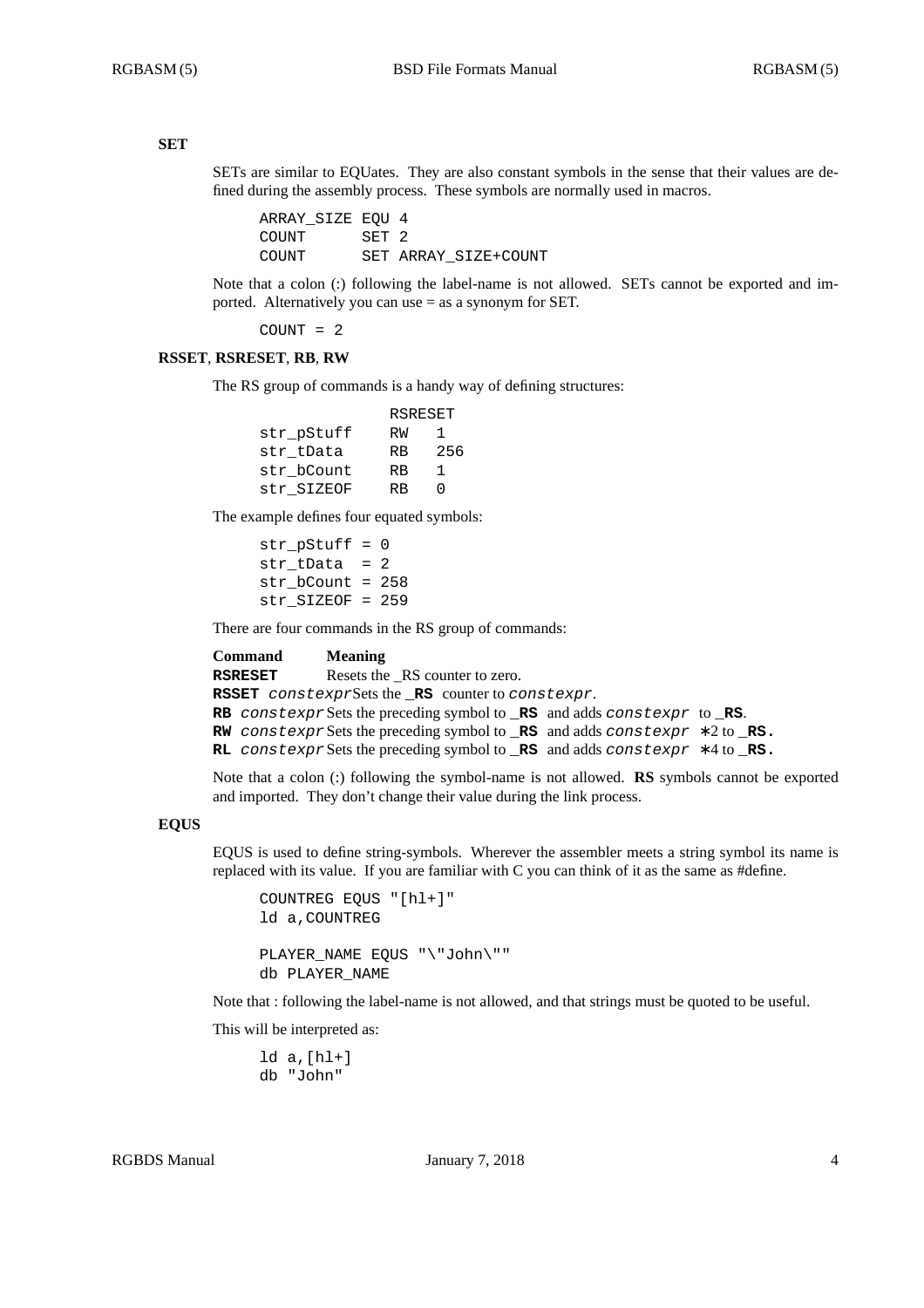### SET

SETs are similar to EQUates. They are also constant symbols in the sense that their values are defined during the assembly process. These symbols are normally used in macros.

```
ARRAY_SIZE EQU 4
COUNT      SET 2
COUNT      SET ARRAY_SIZE+COUNT
```

Note that a colon (:) following the label-name is not allowed. SETs cannot be exported and imported. Alternatively you can use = as a synonym for SET.

```
COUNT = 2
```

### RSSET, RSRESET, RB, RW

The RS group of commands is a handy way of defining structures:

```
            RSRESET
str_pStuff  RW   1
str_tData   RB   256
str_bCount  RB   1
str_SIZEOF  RB   0
```

The example defines four equated symbols:

```
str_pStuff = 0
str_tData  = 2
str_bCount = 258
str_SIZEOF = 259
```

There are four commands in the RS group of commands:

| Command | Meaning |
| --- | --- |
| **RSRESET** | Resets the _RS counter to zero. |
| **RSSET** *constexpr* | Sets the **_RS** counter to *constexpr*. |
| **RB** *constexpr* | Sets the preceding symbol to **_RS** and adds *constexpr* to **_RS**. |
| **RW** *constexpr* | Sets the preceding symbol to **_RS** and adds *constexpr* ∗2 to **_RS.** |
| **RL** *constexpr* | Sets the preceding symbol to **_RS** and adds *constexpr* ∗4 to **_RS.** |

Note that a colon (:) following the symbol-name is not allowed. **RS** symbols cannot be exported and imported. They don't change their value during the link process.

### EQUS

EQUS is used to define string-symbols. Wherever the assembler meets a string symbol its name is replaced with its value. If you are familiar with C you can think of it as the same as #define.

```
COUNTREG EQUS "[hl+]"
ld a,COUNTREG

PLAYER_NAME EQUS "\"John\""
db PLAYER_NAME
```

Note that : following the label-name is not allowed, and that strings must be quoted to be useful.

This will be interpreted as:

```
ld a,[hl+]
db "John"
```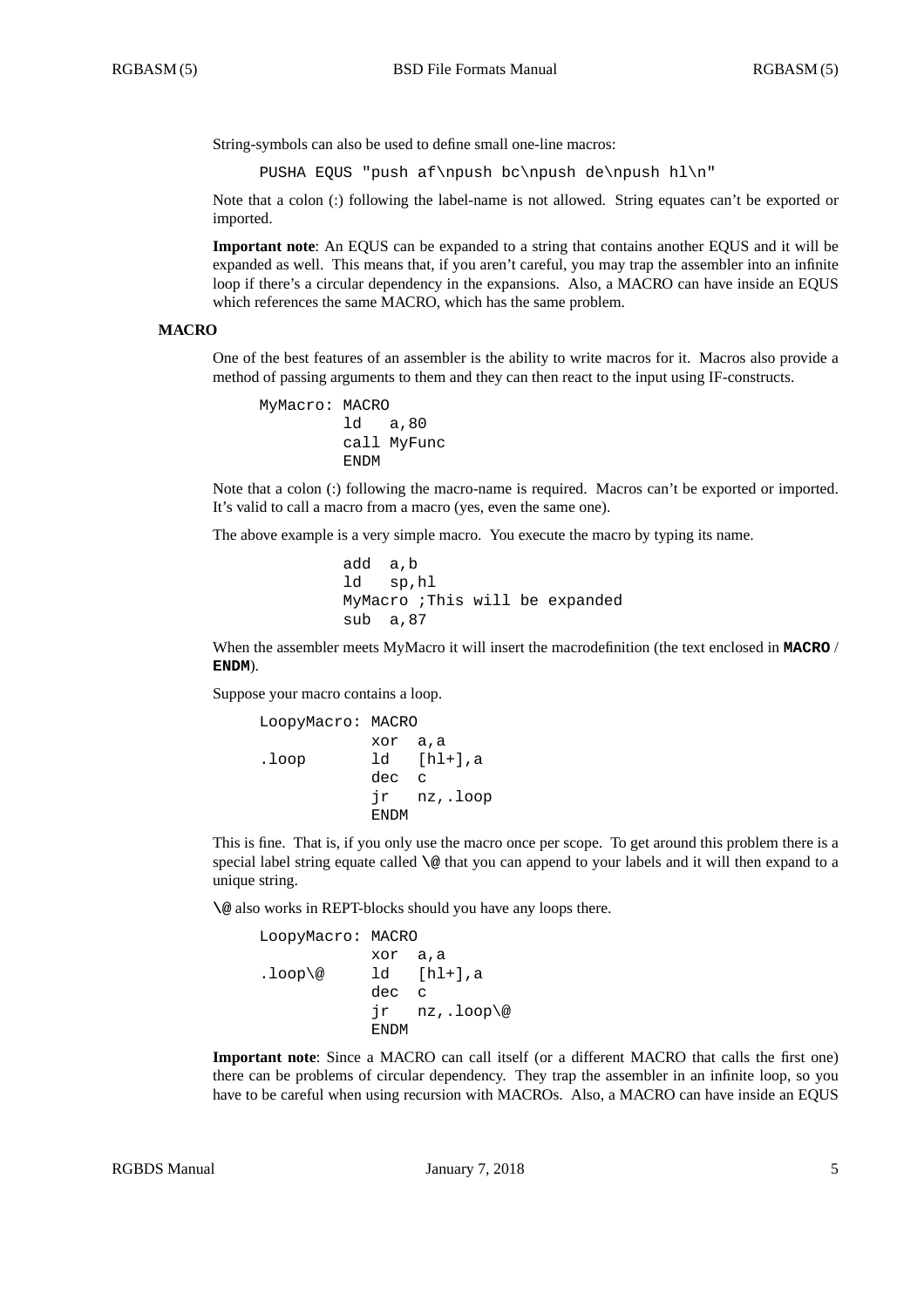String-symbols can also be used to define small one-line macros:

```
PUSHA EQUS "push af\npush bc\npush de\npush hl\n"
```

Note that a colon (:) following the label-name is not allowed. String equates can't be exported or imported.

**Important note**: An EQUS can be expanded to a string that contains another EQUS and it will be expanded as well. This means that, if you aren't careful, you may trap the assembler into an infinite loop if there's a circular dependency in the expansions. Also, a MACRO can have inside an EQUS which references the same MACRO, which has the same problem.

### MACRO

One of the best features of an assembler is the ability to write macros for it. Macros also provide a method of passing arguments to them and they can then react to the input using IF-constructs.

```
MyMacro: MACRO
         ld   a,80
         call MyFunc
         ENDM
```

Note that a colon (:) following the macro-name is required. Macros can't be exported or imported. It's valid to call a macro from a macro (yes, even the same one).

The above example is a very simple macro. You execute the macro by typing its name.

```
         add  a,b
         ld   sp,hl
         MyMacro ;This will be expanded
         sub  a,87
```

When the assembler meets MyMacro it will insert the macrodefinition (the text enclosed in **MACRO** / **ENDM**).

Suppose your macro contains a loop.

```
LoopyMacro: MACRO
            xor  a,a
.loop       ld   [hl+],a
            dec  c
            jr   nz,.loop
            ENDM
```

This is fine. That is, if you only use the macro once per scope. To get around this problem there is a special label string equate called **\@** that you can append to your labels and it will then expand to a unique string.

**\@** also works in REPT-blocks should you have any loops there.

```
LoopyMacro: MACRO
            xor  a,a
.loop\@     ld   [hl+],a
            dec  c
            jr   nz,.loop\@
            ENDM
```

**Important note**: Since a MACRO can call itself (or a different MACRO that calls the first one) there can be problems of circular dependency. They trap the assembler in an infinite loop, so you have to be careful when using recursion with MACROs. Also, a MACRO can have inside an EQUS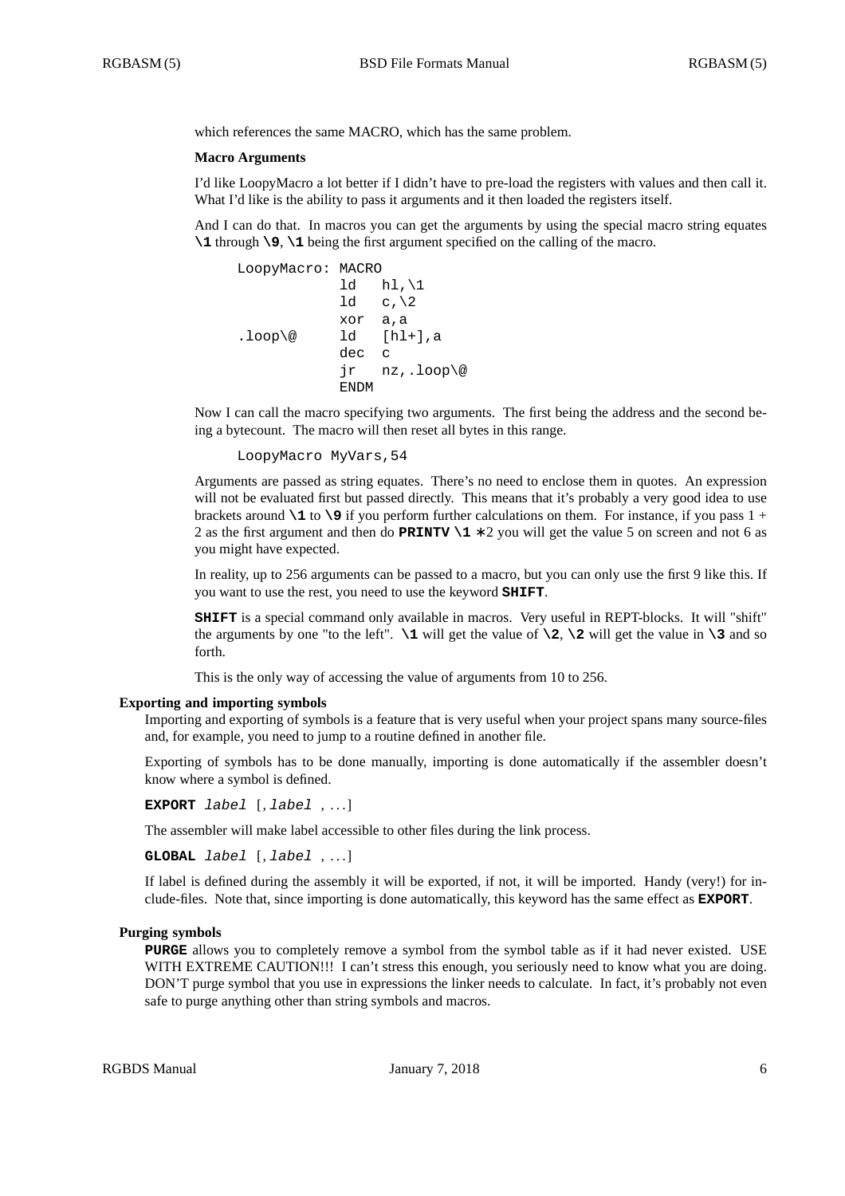which references the same MACRO, which has the same problem.

### Macro Arguments

I'd like LoopyMacro a lot better if I didn't have to pre-load the registers with values and then call it. What I'd like is the ability to pass it arguments and it then loaded the registers itself.

And I can do that. In macros you can get the arguments by using the special macro string equates **\1** through **\9**, **\1** being the first argument specified on the calling of the macro.

```
LoopyMacro: MACRO
            ld   hl,\1
            ld   c,\2
            xor  a,a
.loop\@     ld   [hl+],a
            dec  c
            jr   nz,.loop\@
            ENDM
```

Now I can call the macro specifying two arguments. The first being the address and the second being a bytecount. The macro will then reset all bytes in this range.

```
LoopyMacro MyVars,54
```

Arguments are passed as string equates. There's no need to enclose them in quotes. An expression will not be evaluated first but passed directly. This means that it's probably a very good idea to use brackets around **\1** to **\9** if you perform further calculations on them. For instance, if you pass 1 + 2 as the first argument and then do **PRINTV \1 ***2 you will get the value 5 on screen and not 6 as you might have expected.

In reality, up to 256 arguments can be passed to a macro, but you can only use the first 9 like this. If you want to use the rest, you need to use the keyword **SHIFT**.

**SHIFT** is a special command only available in macros. Very useful in REPT-blocks. It will "shift" the arguments by one "to the left". **\1** will get the value of **\2**, **\2** will get the value in **\3** and so forth.

This is the only way of accessing the value of arguments from 10 to 256.

## Exporting and importing symbols

Importing and exporting of symbols is a feature that is very useful when your project spans many source-files and, for example, you need to jump to a routine defined in another file.

Exporting of symbols has to be done manually, importing is done automatically if the assembler doesn't know where a symbol is defined.

**EXPORT** *label* [, *label* , ...]

The assembler will make label accessible to other files during the link process.

**GLOBAL** *label* [, *label* , ...]

If label is defined during the assembly it will be exported, if not, it will be imported. Handy (very!) for include-files. Note that, since importing is done automatically, this keyword has the same effect as **EXPORT**.

## Purging symbols

**PURGE** allows you to completely remove a symbol from the symbol table as if it had never existed. USE WITH EXTREME CAUTION!!! I can't stress this enough, you seriously need to know what you are doing. DON'T purge symbol that you use in expressions the linker needs to calculate. In fact, it's probably not even safe to purge anything other than string symbols and macros.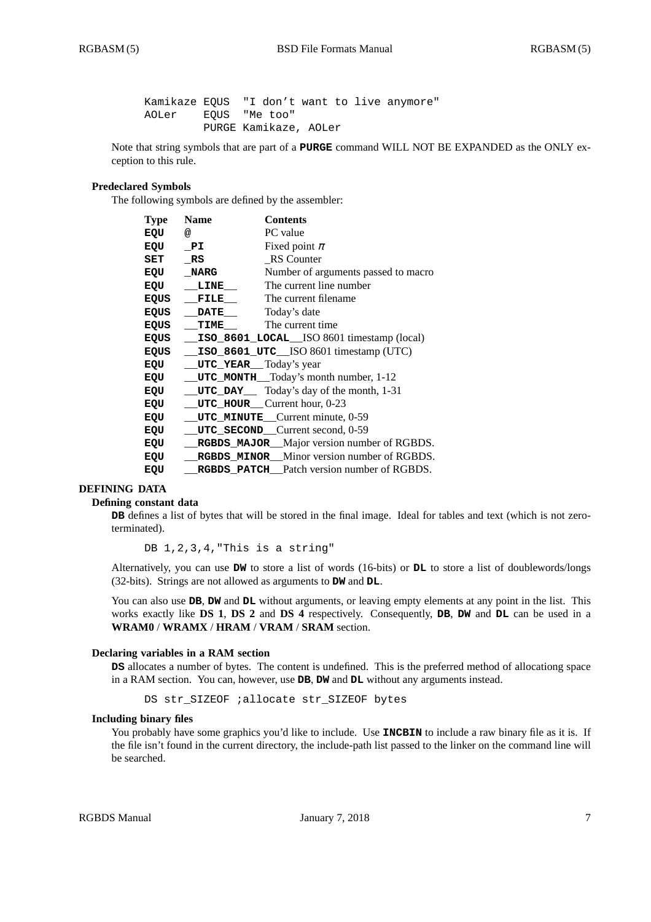```
Kamikaze EQUS  "I don't want to live anymore"
AOLer    EQUS  "Me too"
         PURGE Kamikaze, AOLer
```

Note that string symbols that are part of a **PURGE** command WILL NOT BE EXPANDED as the ONLY exception to this rule.

### Predeclared Symbols

The following symbols are defined by the assembler:

| Type | Name | Contents |
|---|---|---|
| **EQU** | `@` | PC value |
| **EQU** | `_PI` | Fixed point $\pi$ |
| **SET** | `_RS` | _RS Counter |
| **EQU** | `_NARG` | Number of arguments passed to macro |
| **EQU** | `__LINE__` | The current line number |
| **EQUS** | `__FILE__` | The current filename |
| **EQUS** | `__DATE__` | Today's date |
| **EQUS** | `__TIME__` | The current time |
| **EQUS** | `__ISO_8601_LOCAL__` | ISO 8601 timestamp (local) |
| **EQUS** | `__ISO_8601_UTC__` | ISO 8601 timestamp (UTC) |
| **EQU** | `__UTC_YEAR__` | Today's year |
| **EQU** | `__UTC_MONTH__` | Today's month number, 1-12 |
| **EQU** | `__UTC_DAY__` | Today's day of the month, 1-31 |
| **EQU** | `__UTC_HOUR__` | Current hour, 0-23 |
| **EQU** | `__UTC_MINUTE__` | Current minute, 0-59 |
| **EQU** | `__UTC_SECOND__` | Current second, 0-59 |
| **EQU** | `__RGBDS_MAJOR__` | Major version number of RGBDS. |
| **EQU** | `__RGBDS_MINOR__` | Minor version number of RGBDS. |
| **EQU** | `__RGBDS_PATCH__` | Patch version number of RGBDS. |

## DEFINING DATA

### Defining constant data

**DB** defines a list of bytes that will be stored in the final image. Ideal for tables and text (which is not zero-terminated).

```
DB 1,2,3,4,"This is a string"
```

Alternatively, you can use **DW** to store a list of words (16-bits) or **DL** to store a list of doublewords/longs (32-bits). Strings are not allowed as arguments to **DW** and **DL**.

You can also use **DB**, **DW** and **DL** without arguments, or leaving empty elements at any point in the list. This works exactly like **DS 1**, **DS 2** and **DS 4** respectively. Consequently, **DB**, **DW** and **DL** can be used in a **WRAM0** / **WRAMX** / **HRAM** / **VRAM** / **SRAM** section.

### Declaring variables in a RAM section

**DS** allocates a number of bytes. The content is undefined. This is the preferred method of allocationg space in a RAM section. You can, however, use **DB**, **DW** and **DL** without any arguments instead.

```
DS str_SIZEOF ;allocate str_SIZEOF bytes
```

### Including binary files

You probably have some graphics you'd like to include. Use **INCBIN** to include a raw binary file as it is. If the file isn't found in the current directory, the include-path list passed to the linker on the command line will be searched.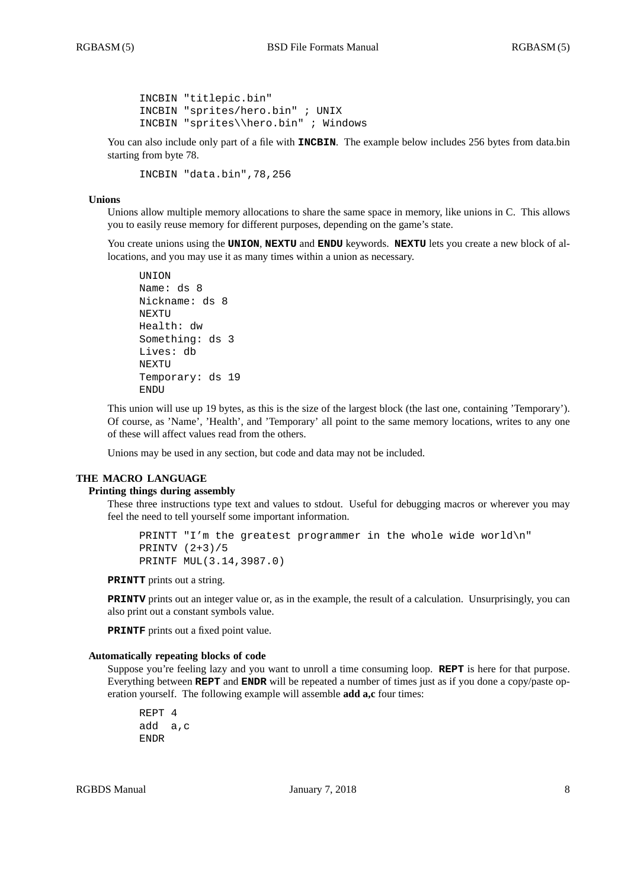```
INCBIN "titlepic.bin"
INCBIN "sprites/hero.bin" ; UNIX
INCBIN "sprites\\hero.bin" ; Windows
```

You can also include only part of a file with **INCBIN**. The example below includes 256 bytes from data.bin starting from byte 78.

```
INCBIN "data.bin",78,256
```

### Unions

Unions allow multiple memory allocations to share the same space in memory, like unions in C. This allows you to easily reuse memory for different purposes, depending on the game's state.

You create unions using the **UNION**, **NEXTU** and **ENDU** keywords. **NEXTU** lets you create a new block of allocations, and you may use it as many times within a union as necessary.

```
UNION
Name: ds 8
Nickname: ds 8
NEXTU
Health: dw
Something: ds 3
Lives: db
NEXTU
Temporary: ds 19
ENDU
```

This union will use up 19 bytes, as this is the size of the largest block (the last one, containing 'Temporary'). Of course, as 'Name', 'Health', and 'Temporary' all point to the same memory locations, writes to any one of these will affect values read from the others.

Unions may be used in any section, but code and data may not be included.

## THE MACRO LANGUAGE

### Printing things during assembly

These three instructions type text and values to stdout. Useful for debugging macros or wherever you may feel the need to tell yourself some important information.

```
PRINTT "I'm the greatest programmer in the whole wide world\n"
PRINTV (2+3)/5
PRINTF MUL(3.14,3987.0)
```

**PRINTT** prints out a string.

**PRINTV** prints out an integer value or, as in the example, the result of a calculation. Unsurprisingly, you can also print out a constant symbols value.

**PRINTF** prints out a fixed point value.

### Automatically repeating blocks of code

Suppose you're feeling lazy and you want to unroll a time consuming loop. **REPT** is here for that purpose. Everything between **REPT** and **ENDR** will be repeated a number of times just as if you done a copy/paste operation yourself. The following example will assemble **add a,c** four times:

```
REPT 4
add  a,c
ENDR
```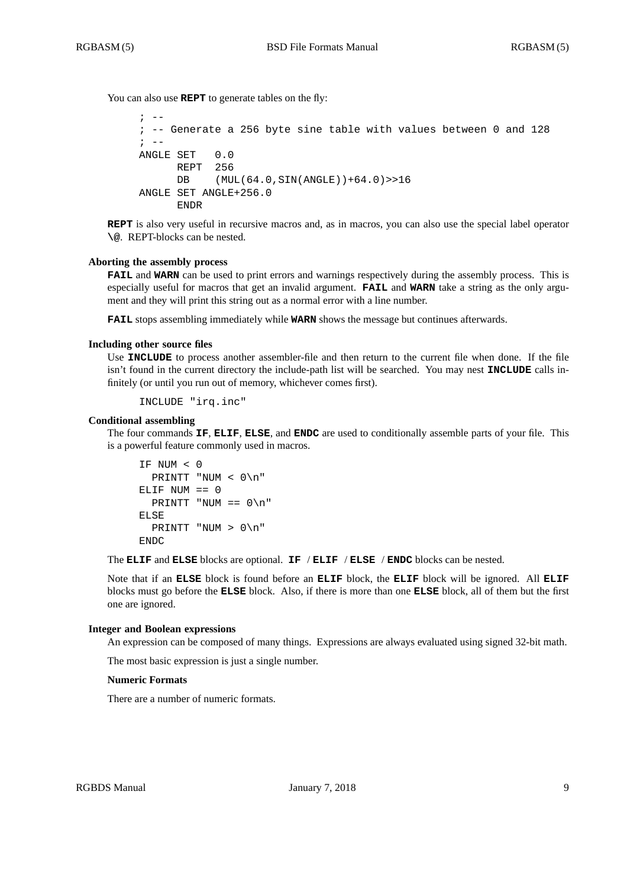You can also use **REPT** to generate tables on the fly:

```
; --
; -- Generate a 256 byte sine table with values between 0 and 128
; --
ANGLE SET   0.0
      REPT  256
      DB    (MUL(64.0,SIN(ANGLE))+64.0)>>16
ANGLE SET ANGLE+256.0
      ENDR
```

**REPT** is also very useful in recursive macros and, as in macros, you can also use the special label operator **\@**. REPT-blocks can be nested.

### Aborting the assembly process

**FAIL** and **WARN** can be used to print errors and warnings respectively during the assembly process. This is especially useful for macros that get an invalid argument. **FAIL** and **WARN** take a string as the only argument and they will print this string out as a normal error with a line number.

**FAIL** stops assembling immediately while **WARN** shows the message but continues afterwards.

### Including other source files

Use **INCLUDE** to process another assembler-file and then return to the current file when done. If the file isn't found in the current directory the include-path list will be searched. You may nest **INCLUDE** calls infinitely (or until you run out of memory, whichever comes first).

```
INCLUDE "irq.inc"
```

### Conditional assembling

The four commands **IF**, **ELIF**, **ELSE**, and **ENDC** are used to conditionally assemble parts of your file. This is a powerful feature commonly used in macros.

```
IF NUM < 0
  PRINTT "NUM < 0\n"
ELIF NUM == 0
  PRINTT "NUM == 0\n"
ELSE
  PRINTT "NUM > 0\n"
ENDC
```

The **ELIF** and **ELSE** blocks are optional. **IF** / **ELIF** / **ELSE** / **ENDC** blocks can be nested.

Note that if an **ELSE** block is found before an **ELIF** block, the **ELIF** block will be ignored. All **ELIF** blocks must go before the **ELSE** block. Also, if there is more than one **ELSE** block, all of them but the first one are ignored.

### Integer and Boolean expressions

An expression can be composed of many things. Expressions are always evaluated using signed 32-bit math.

The most basic expression is just a single number.

#### Numeric Formats

There are a number of numeric formats.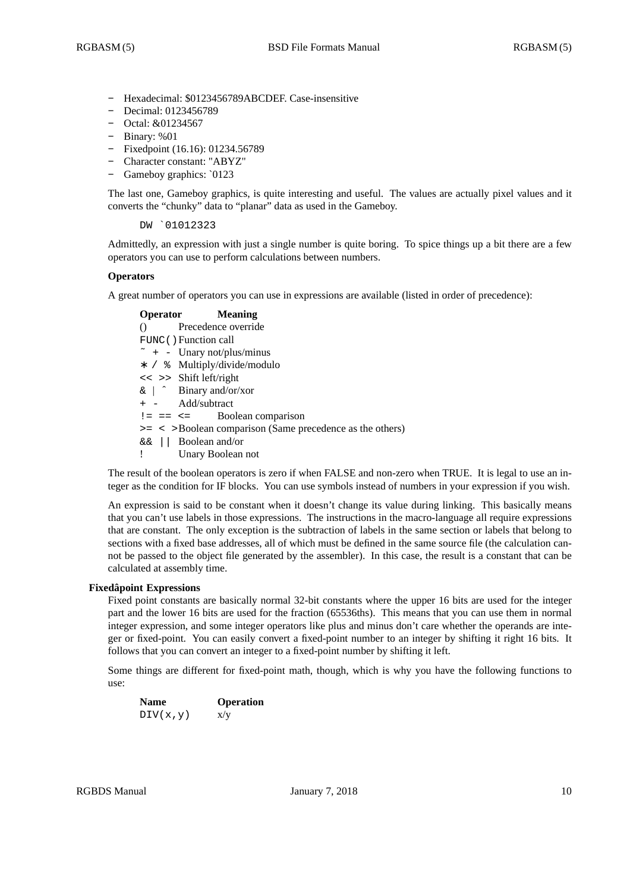- Hexadecimal: $0123456789ABCDEF. Case-insensitive
- Decimal: 0123456789
- Octal: &01234567
- Binary: %01
- Fixedpoint (16.16): 01234.56789
- Character constant: "ABYZ"
- Gameboy graphics: `0123

The last one, Gameboy graphics, is quite interesting and useful. The values are actually pixel values and it converts the "chunky" data to "planar" data as used in the Gameboy.

```
DW `01012323
```

Admittedly, an expression with just a single number is quite boring. To spice things up a bit there are a few operators you can use to perform calculations between numbers.

**Operators**

A great number of operators you can use in expressions are available (listed in order of precedence):

| Operator | Meaning |
|---|---|
| () | Precedence override |
| FUNC() | Function call |
| ~ + - | Unary not/plus/minus |
| * / % | Multiply/divide/modulo |
| << >> | Shift left/right |
| & \| ^ | Binary and/or/xor |
| + - | Add/subtract |
| != == <= | Boolean comparison |
| >= < > | Boolean comparison (Same precedence as the others) |
| && \|\| | Boolean and/or |
| ! | Unary Boolean not |

The result of the boolean operators is zero if when FALSE and non-zero when TRUE. It is legal to use an integer as the condition for IF blocks. You can use symbols instead of numbers in your expression if you wish.

An expression is said to be constant when it doesn't change its value during linking. This basically means that you can't use labels in those expressions. The instructions in the macro-language all require expressions that are constant. The only exception is the subtraction of labels in the same section or labels that belong to sections with a fixed base addresses, all of which must be defined in the same source file (the calculation cannot be passed to the object file generated by the assembler). In this case, the result is a constant that can be calculated at assembly time.

### Fixedâpoint Expressions

Fixed point constants are basically normal 32-bit constants where the upper 16 bits are used for the integer part and the lower 16 bits are used for the fraction (65536ths). This means that you can use them in normal integer expression, and some integer operators like plus and minus don't care whether the operands are integer or fixed-point. You can easily convert a fixed-point number to an integer by shifting it right 16 bits. It follows that you can convert an integer to a fixed-point number by shifting it left.

Some things are different for fixed-point math, though, which is why you have the following functions to use:

| Name | Operation |
|---|---|
| DIV(x,y) | x/y |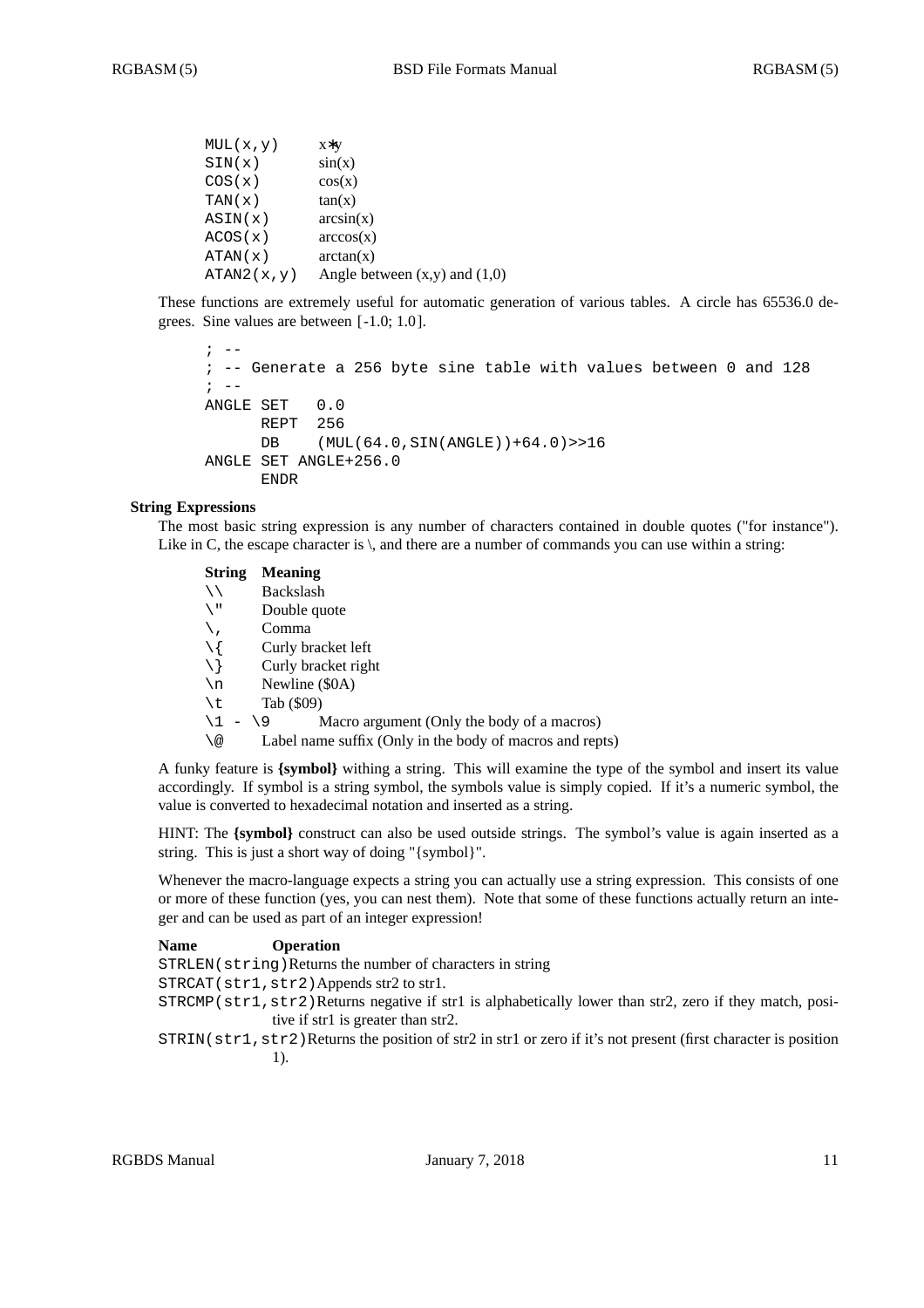| | |
|---|---|
| `MUL(x,y)` | x*y |
| `SIN(x)` | sin(x) |
| `COS(x)` | cos(x) |
| `TAN(x)` | tan(x) |
| `ASIN(x)` | arcsin(x) |
| `ACOS(x)` | arccos(x) |
| `ATAN(x)` | arctan(x) |
| `ATAN2(x,y)` | Angle between (x,y) and (1,0) |

These functions are extremely useful for automatic generation of various tables. A circle has 65536.0 degrees. Sine values are between [-1.0; 1.0].

```
; --
; -- Generate a 256 byte sine table with values between 0 and 128
; --
ANGLE SET   0.0
      REPT  256
      DB    (MUL(64.0,SIN(ANGLE))+64.0)>>16
ANGLE SET ANGLE+256.0
      ENDR
```

### String Expressions

The most basic string expression is any number of characters contained in double quotes ("for instance"). Like in C, the escape character is \, and there are a number of commands you can use within a string:

| **String** | **Meaning** |
|---|---|
| `\\` | Backslash |
| `\"` | Double quote |
| `\,` | Comma |
| `\{` | Curly bracket left |
| `\}` | Curly bracket right |
| `\n` | Newline ($0A) |
| `\t` | Tab ($09) |
| `\1 - \9` | Macro argument (Only the body of a macros) |
| `\@` | Label name suffix (Only in the body of macros and repts) |

A funky feature is **{symbol}** withing a string. This will examine the type of the symbol and insert its value accordingly. If symbol is a string symbol, the symbols value is simply copied. If it's a numeric symbol, the value is converted to hexadecimal notation and inserted as a string.

HINT: The **{symbol}** construct can also be used outside strings. The symbol's value is again inserted as a string. This is just a short way of doing "{symbol}".

Whenever the macro-language expects a string you can actually use a string expression. This consists of one or more of these function (yes, you can nest them). Note that some of these functions actually return an integer and can be used as part of an integer expression!

| **Name** | **Operation** |
|---|---|
| `STRLEN(string)` | Returns the number of characters in string |
| `STRCAT(str1,str2)` | Appends str2 to str1. |
| `STRCMP(str1,str2)` | Returns negative if str1 is alphabetically lower than str2, zero if they match, positive if str1 is greater than str2. |
| `STRIN(str1,str2)` | Returns the position of str2 in str1 or zero if it's not present (first character is position 1). |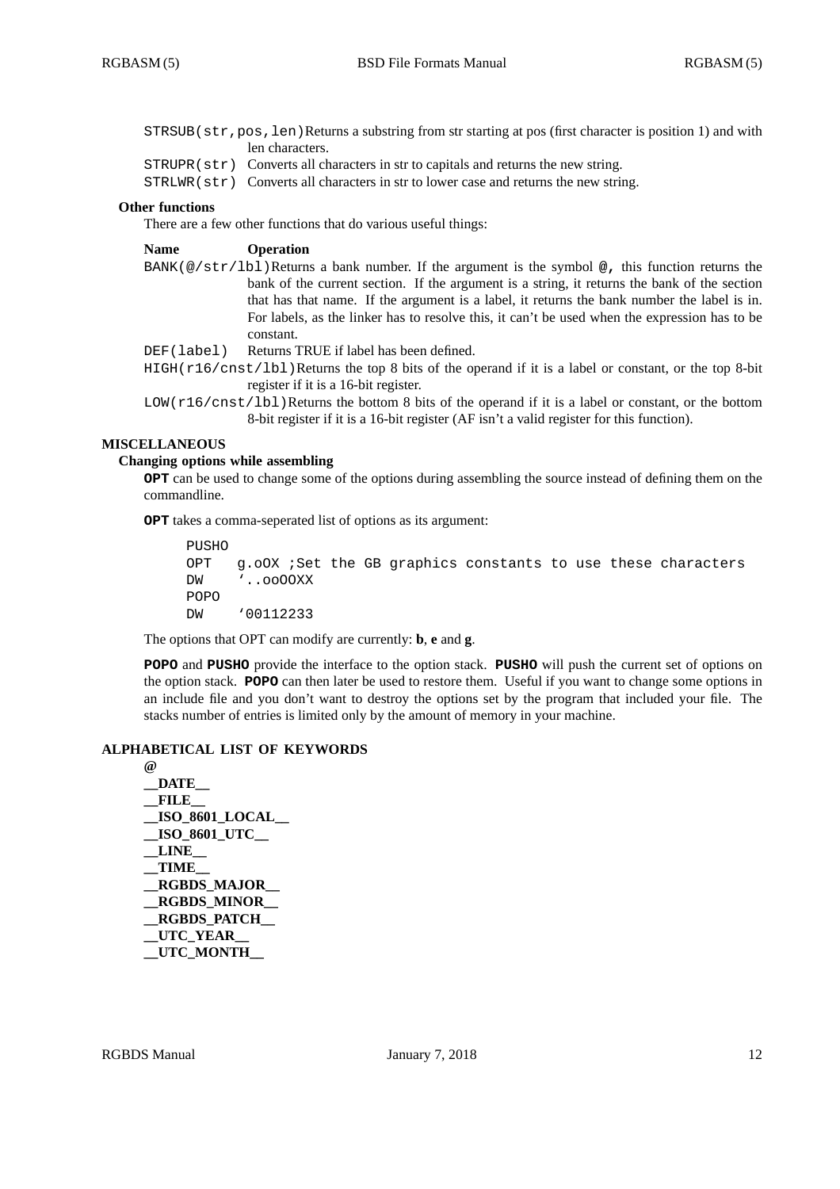| | |
|---|---|
| `STRSUB(str,pos,len)` | Returns a substring from str starting at pos (first character is position 1) and with len characters. |
| `STRUPR(str)` | Converts all characters in str to capitals and returns the new string. |
| `STRLWR(str)` | Converts all characters in str to lower case and returns the new string. |

### Other functions

There are a few other functions that do various useful things:

| **Name** | **Operation** |
|---|---|
| `BANK(@/str/lbl)` | Returns a bank number. If the argument is the symbol **@,** this function returns the bank of the current section. If the argument is a string, it returns the bank of the section that has that name. If the argument is a label, it returns the bank number the label is in. For labels, as the linker has to resolve this, it can't be used when the expression has to be constant. |
| `DEF(label)` | Returns TRUE if label has been defined. |
| `HIGH(r16/cnst/lbl)` | Returns the top 8 bits of the operand if it is a label or constant, or the top 8-bit register if it is a 16-bit register. |
| `LOW(r16/cnst/lbl)` | Returns the bottom 8 bits of the operand if it is a label or constant, or the bottom 8-bit register if it is a 16-bit register (AF isn't a valid register for this function). |

## MISCELLANEOUS

### Changing options while assembling

**OPT** can be used to change some of the options during assembling the source instead of defining them on the commandline.

**OPT** takes a comma-seperated list of options as its argument:

```
PUSHO
OPT   g.oOX ;Set the GB graphics constants to use these characters
DW    `..ooOOXX
POPO
DW    `00112233
```

The options that OPT can modify are currently: **b**, **e** and **g**.

**POPO** and **PUSHO** provide the interface to the option stack. **PUSHO** will push the current set of options on the option stack. **POPO** can then later be used to restore them. Useful if you want to change some options in an include file and you don't want to destroy the options set by the program that included your file. The stacks number of entries is limited only by the amount of memory in your machine.

## ALPHABETICAL LIST OF KEYWORDS

**@**
**__DATE__**
**__FILE__**
**__ISO_8601_LOCAL__**
**__ISO_8601_UTC__**
**__LINE__**
**__TIME__**
**__RGBDS_MAJOR__**
**__RGBDS_MINOR__**
**__RGBDS_PATCH__**
**__UTC_YEAR__**
**__UTC_MONTH__**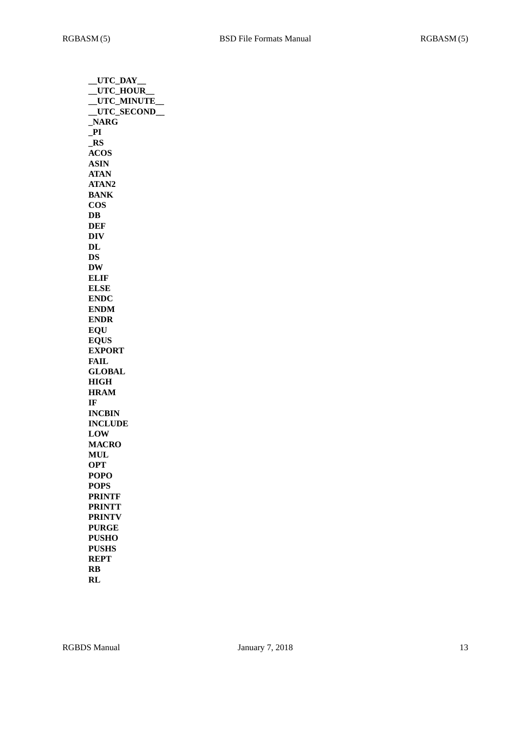**__UTC_DAY__**
**__UTC_HOUR__**
**__UTC_MINUTE__**
**__UTC_SECOND__**
**_NARG**
**_PI**
**_RS**
**ACOS**
**ASIN**
**ATAN**
**ATAN2**
**BANK**
**COS**
**DB**
**DEF**
**DIV**
**DL**
**DS**
**DW**
**ELIF**
**ELSE**
**ENDC**
**ENDM**
**ENDR**
**EQU**
**EQUS**
**EXPORT**
**FAIL**
**GLOBAL**
**HIGH**
**HRAM**
**IF**
**INCBIN**
**INCLUDE**
**LOW**
**MACRO**
**MUL**
**OPT**
**POPO**
**POPS**
**PRINTF**
**PRINTT**
**PRINTV**
**PURGE**
**PUSHO**
**PUSHS**
**REPT**
**RB**
**RL**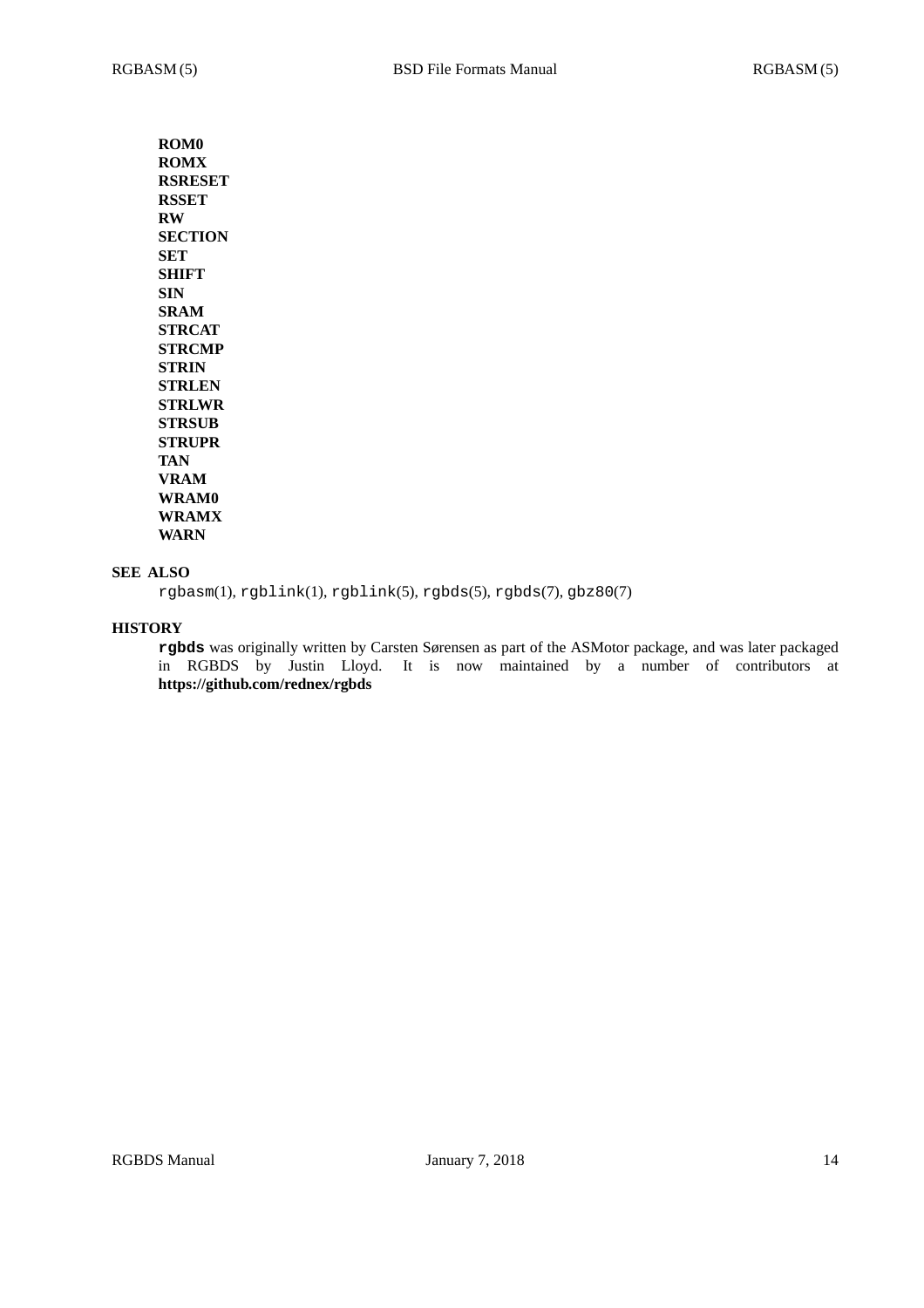**ROM0**
**ROMX**
**RSRESET**
**RSSET**
**RW**
**SECTION**
**SET**
**SHIFT**
**SIN**
**SRAM**
**STRCAT**
**STRCMP**
**STRIN**
**STRLEN**
**STRLWR**
**STRSUB**
**STRUPR**
**TAN**
**VRAM**
**WRAM0**
**WRAMX**
**WARN**

## SEE ALSO

`rgbasm`(1), `rgblink`(1), `rgblink`(5), `rgbds`(5), `rgbds`(7), `gbz80`(7)

## HISTORY

**`rgbds`** was originally written by Carsten Sørensen as part of the ASMotor package, and was later packaged in RGBDS by Justin Lloyd. It is now maintained by a number of contributors at **https://github.com/rednex/rgbds**